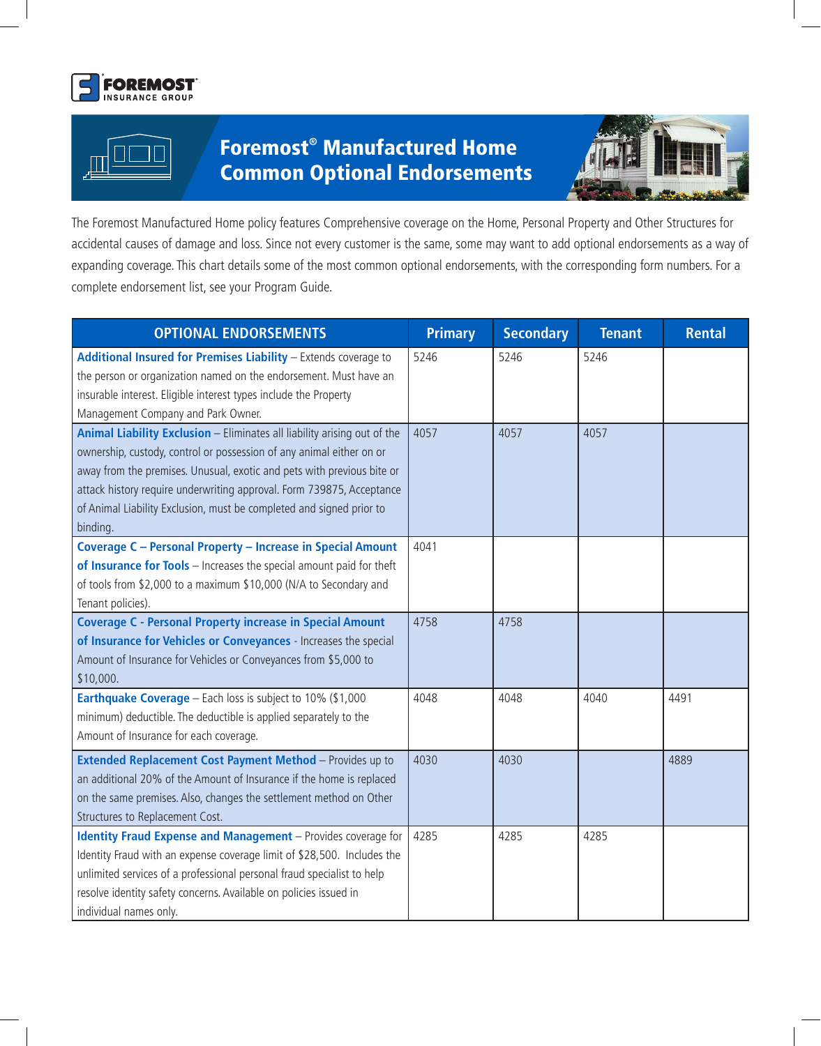# Foremost® Manufactured Home Common Optional Endorsements

The Foremost Manufactured Home policy features Comprehensive coverage on the Home, Personal Property and Other Structures for accidental causes of damage and loss. Since not every customer is the same, some may want to add optional endorsements as a way of expanding coverage. This chart details some of the most common optional endorsements, with the corresponding form numbers. For a complete endorsement list, see your Program Guide.

| OPTIONAL ENDORSEMENTS | Primary | Secondary | Tenant | Rental |
|---|---|---|---|---|
| **Additional Insured for Premises Liability** – Extends coverage to the person or organization named on the endorsement. Must have an insurable interest. Eligible interest types include the Property Management Company and Park Owner. | 5246 | 5246 | 5246 | |
| **Animal Liability Exclusion** – Eliminates all liability arising out of the ownership, custody, control or possession of any animal either on or away from the premises. Unusual, exotic and pets with previous bite or attack history require underwriting approval. Form 739875, Acceptance of Animal Liability Exclusion, must be completed and signed prior to binding. | 4057 | 4057 | 4057 | |
| **Coverage C – Personal Property – Increase in Special Amount of Insurance for Tools** – Increases the special amount paid for theft of tools from $2,000 to a maximum $10,000 (N/A to Secondary and Tenant policies). | 4041 | | | |
| **Coverage C - Personal Property increase in Special Amount of Insurance for Vehicles or Conveyances** - Increases the special Amount of Insurance for Vehicles or Conveyances from $5,000 to $10,000. | 4758 | 4758 | | |
| **Earthquake Coverage** – Each loss is subject to 10% ($1,000 minimum) deductible. The deductible is applied separately to the Amount of Insurance for each coverage. | 4048 | 4048 | 4040 | 4491 |
| **Extended Replacement Cost Payment Method** – Provides up to an additional 20% of the Amount of Insurance if the home is replaced on the same premises. Also, changes the settlement method on Other Structures to Replacement Cost. | 4030 | 4030 | | 4889 |
| **Identity Fraud Expense and Management** – Provides coverage for Identity Fraud with an expense coverage limit of $28,500. Includes the unlimited services of a professional personal fraud specialist to help resolve identity safety concerns. Available on policies issued in individual names only. | 4285 | 4285 | 4285 | |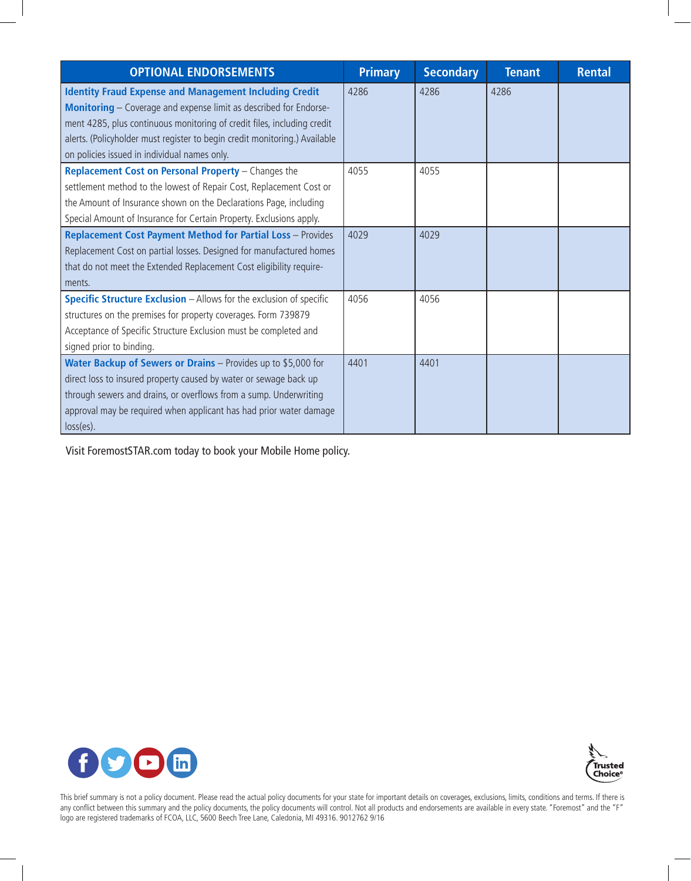| OPTIONAL ENDORSEMENTS | Primary | Secondary | Tenant | Rental |
|---|---|---|---|---|
| **Identity Fraud Expense and Management Including Credit Monitoring** – Coverage and expense limit as described for Endorsement 4285, plus continuous monitoring of credit files, including credit alerts. (Policyholder must register to begin credit monitoring.) Available on policies issued in individual names only. | 4286 | 4286 | 4286 | |
| **Replacement Cost on Personal Property** – Changes the settlement method to the lowest of Repair Cost, Replacement Cost or the Amount of Insurance shown on the Declarations Page, including Special Amount of Insurance for Certain Property. Exclusions apply. | 4055 | 4055 | | |
| **Replacement Cost Payment Method for Partial Loss** – Provides Replacement Cost on partial losses. Designed for manufactured homes that do not meet the Extended Replacement Cost eligibility requirements. | 4029 | 4029 | | |
| **Specific Structure Exclusion** – Allows for the exclusion of specific structures on the premises for property coverages. Form 739879 Acceptance of Specific Structure Exclusion must be completed and signed prior to binding. | 4056 | 4056 | | |
| **Water Backup of Sewers or Drains** – Provides up to $5,000 for direct loss to insured property caused by water or sewage back up through sewers and drains, or overflows from a sump. Underwriting approval may be required when applicant has had prior water damage loss(es). | 4401 | 4401 | | |

Visit ForemostSTAR.com today to book your Mobile Home policy.

Trusted Choice®

This brief summary is not a policy document. Please read the actual policy documents for your state for important details on coverages, exclusions, limits, conditions and terms. If there is any conflict between this summary and the policy documents, the policy documents will control. Not all products and endorsements are available in every state. "Foremost" and the "F" logo are registered trademarks of FCOA, LLC, 5600 Beech Tree Lane, Caledonia, MI 49316. 9012762 9/16